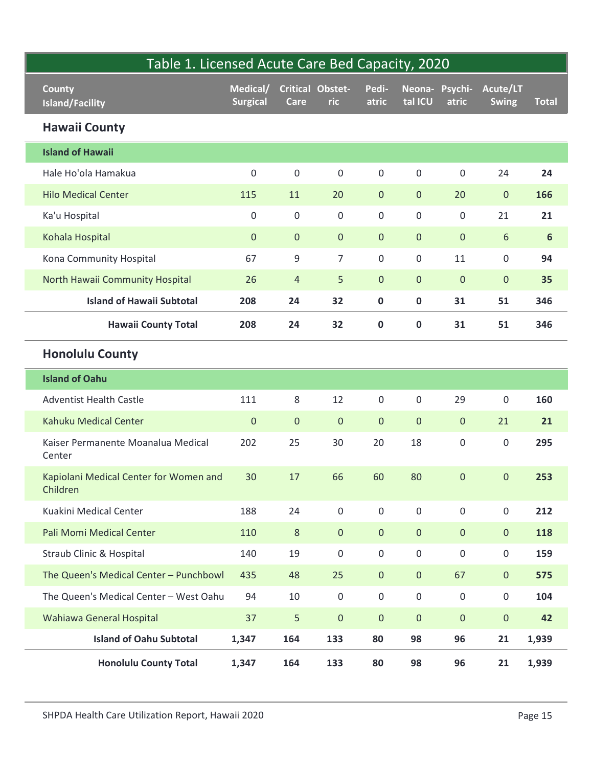## Table 1. Licensed Acute Care Bed Capacity, 2020

| County<br>Island/Facility | Medical/ Surgical | Critical Care | Obstetric | Pediatric | Neonatal ICU | Psychiatric | Acute/LT Swing | Total |
|---|---|---|---|---|---|---|---|---|
| **Hawaii County** | | | | | | | | |
| **Island of Hawaii** | | | | | | | | |
| Hale Ho'ola Hamakua | 0 | 0 | 0 | 0 | 0 | 0 | 24 | **24** |
| Hilo Medical Center | 115 | 11 | 20 | 0 | 0 | 20 | 0 | **166** |
| Ka'u Hospital | 0 | 0 | 0 | 0 | 0 | 0 | 21 | **21** |
| Kohala Hospital | 0 | 0 | 0 | 0 | 0 | 0 | 6 | **6** |
| Kona Community Hospital | 67 | 9 | 7 | 0 | 0 | 11 | 0 | **94** |
| North Hawaii Community Hospital | 26 | 4 | 5 | 0 | 0 | 0 | 0 | **35** |
| **Island of Hawaii Subtotal** | **208** | **24** | **32** | **0** | **0** | **31** | **51** | **346** |
| **Hawaii County Total** | **208** | **24** | **32** | **0** | **0** | **31** | **51** | **346** |
| **Honolulu County** | | | | | | | | |
| **Island of Oahu** | | | | | | | | |
| Adventist Health Castle | 111 | 8 | 12 | 0 | 0 | 29 | 0 | **160** |
| Kahuku Medical Center | 0 | 0 | 0 | 0 | 0 | 0 | 21 | **21** |
| Kaiser Permanente Moanalua Medical Center | 202 | 25 | 30 | 20 | 18 | 0 | 0 | **295** |
| Kapiolani Medical Center for Women and Children | 30 | 17 | 66 | 60 | 80 | 0 | 0 | **253** |
| Kuakini Medical Center | 188 | 24 | 0 | 0 | 0 | 0 | 0 | **212** |
| Pali Momi Medical Center | 110 | 8 | 0 | 0 | 0 | 0 | 0 | **118** |
| Straub Clinic & Hospital | 140 | 19 | 0 | 0 | 0 | 0 | 0 | **159** |
| The Queen's Medical Center – Punchbowl | 435 | 48 | 25 | 0 | 0 | 67 | 0 | **575** |
| The Queen's Medical Center – West Oahu | 94 | 10 | 0 | 0 | 0 | 0 | 0 | **104** |
| Wahiawa General Hospital | 37 | 5 | 0 | 0 | 0 | 0 | 0 | **42** |
| **Island of Oahu Subtotal** | **1,347** | **164** | **133** | **80** | **98** | **96** | **21** | **1,939** |
| **Honolulu County Total** | **1,347** | **164** | **133** | **80** | **98** | **96** | **21** | **1,939** |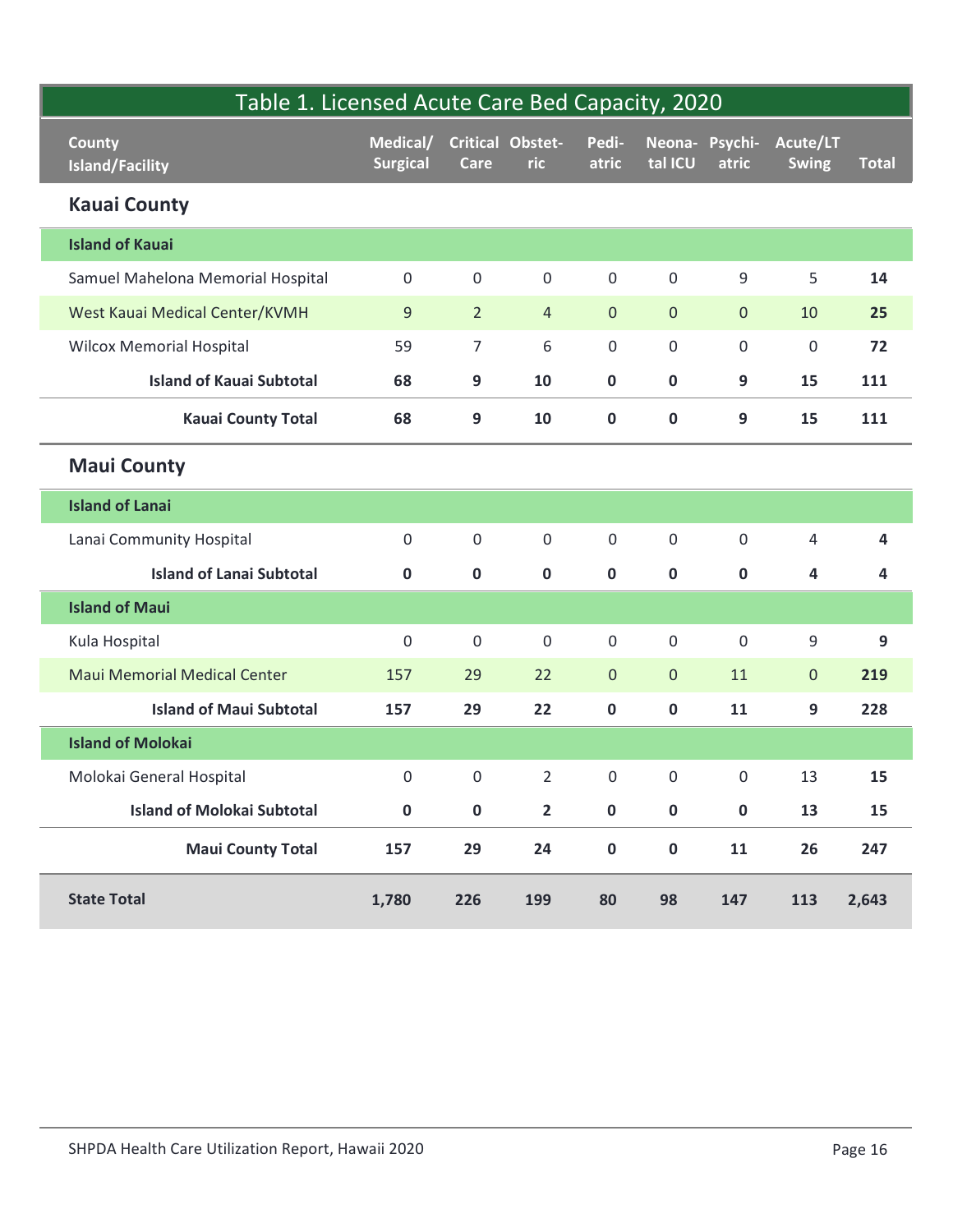# Table 1. Licensed Acute Care Bed Capacity, 2020

| County<br>Island/Facility | Medical/ Surgical | Critical Care | Obstet-ric | Pedi-atric | Neona-tal ICU | Psychi-atric | Acute/LT Swing | Total |
|---|---|---|---|---|---|---|---|---|
| **Kauai County** | | | | | | | | |
| **Island of Kauai** | | | | | | | | |
| Samuel Mahelona Memorial Hospital | 0 | 0 | 0 | 0 | 0 | 9 | 5 | **14** |
| West Kauai Medical Center/KVMH | 9 | 2 | 4 | 0 | 0 | 0 | 10 | **25** |
| Wilcox Memorial Hospital | 59 | 7 | 6 | 0 | 0 | 0 | 0 | **72** |
| **Island of Kauai Subtotal** | **68** | **9** | **10** | **0** | **0** | **9** | **15** | **111** |
| **Kauai County Total** | **68** | **9** | **10** | **0** | **0** | **9** | **15** | **111** |
| **Maui County** | | | | | | | | |
| **Island of Lanai** | | | | | | | | |
| Lanai Community Hospital | 0 | 0 | 0 | 0 | 0 | 0 | 4 | **4** |
| **Island of Lanai Subtotal** | **0** | **0** | **0** | **0** | **0** | **0** | **4** | **4** |
| **Island of Maui** | | | | | | | | |
| Kula Hospital | 0 | 0 | 0 | 0 | 0 | 0 | 9 | **9** |
| Maui Memorial Medical Center | 157 | 29 | 22 | 0 | 0 | 11 | 0 | **219** |
| **Island of Maui Subtotal** | **157** | **29** | **22** | **0** | **0** | **11** | **9** | **228** |
| **Island of Molokai** | | | | | | | | |
| Molokai General Hospital | 0 | 0 | 2 | 0 | 0 | 0 | 13 | **15** |
| **Island of Molokai Subtotal** | **0** | **0** | **2** | **0** | **0** | **0** | **13** | **15** |
| **Maui County Total** | **157** | **29** | **24** | **0** | **0** | **11** | **26** | **247** |
| **State Total** | **1,780** | **226** | **199** | **80** | **98** | **147** | **113** | **2,643** |